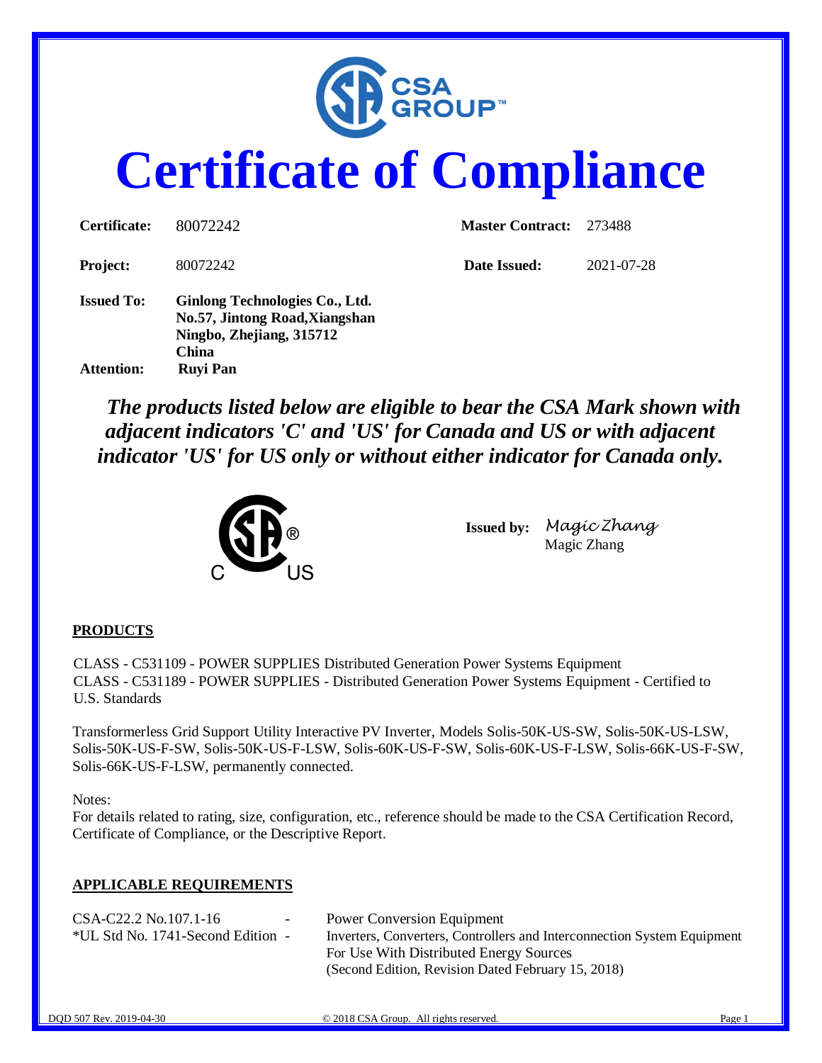# Certificate of Compliance

| | | | |
|---|---|---|---|
| **Certificate:** | 80072242 | **Master Contract:** | 273488 |
| **Project:** | 80072242 | **Date Issued:** | 2021-07-28 |

**Issued To:** **Ginlong Technologies Co., Ltd.**
**No.57, Jintong Road,Xiangshan**
**Ningbo, Zhejiang, 315712**
**China**

**Attention:** **Ruyi Pan**

***The products listed below are eligible to bear the CSA Mark shown with adjacent indicators 'C' and 'US' for Canada and US or with adjacent indicator 'US' for US only or without either indicator for Canada only.***

**Issued by:** *Magic Zhang*
Magic Zhang

## PRODUCTS

CLASS - C531109 - POWER SUPPLIES Distributed Generation Power Systems Equipment
CLASS - C531189 - POWER SUPPLIES - Distributed Generation Power Systems Equipment - Certified to U.S. Standards

Transformerless Grid Support Utility Interactive PV Inverter, Models Solis-50K-US-SW, Solis-50K-US-LSW, Solis-50K-US-F-SW, Solis-50K-US-F-LSW, Solis-60K-US-F-SW, Solis-60K-US-F-LSW, Solis-66K-US-F-SW, Solis-66K-US-F-LSW, permanently connected.

Notes:
For details related to rating, size, configuration, etc., reference should be made to the CSA Certification Record, Certificate of Compliance, or the Descriptive Report.

## APPLICABLE REQUIREMENTS

| | | |
|---|---|---|
| CSA-C22.2 No.107.1-16 | - | Power Conversion Equipment |
| *UL Std No. 1741-Second Edition | - | Inverters, Converters, Controllers and Interconnection System Equipment For Use With Distributed Energy Sources (Second Edition, Revision Dated February 15, 2018) |

DQD 507 Rev. 2019-04-30 © 2018 CSA Group. All rights reserved.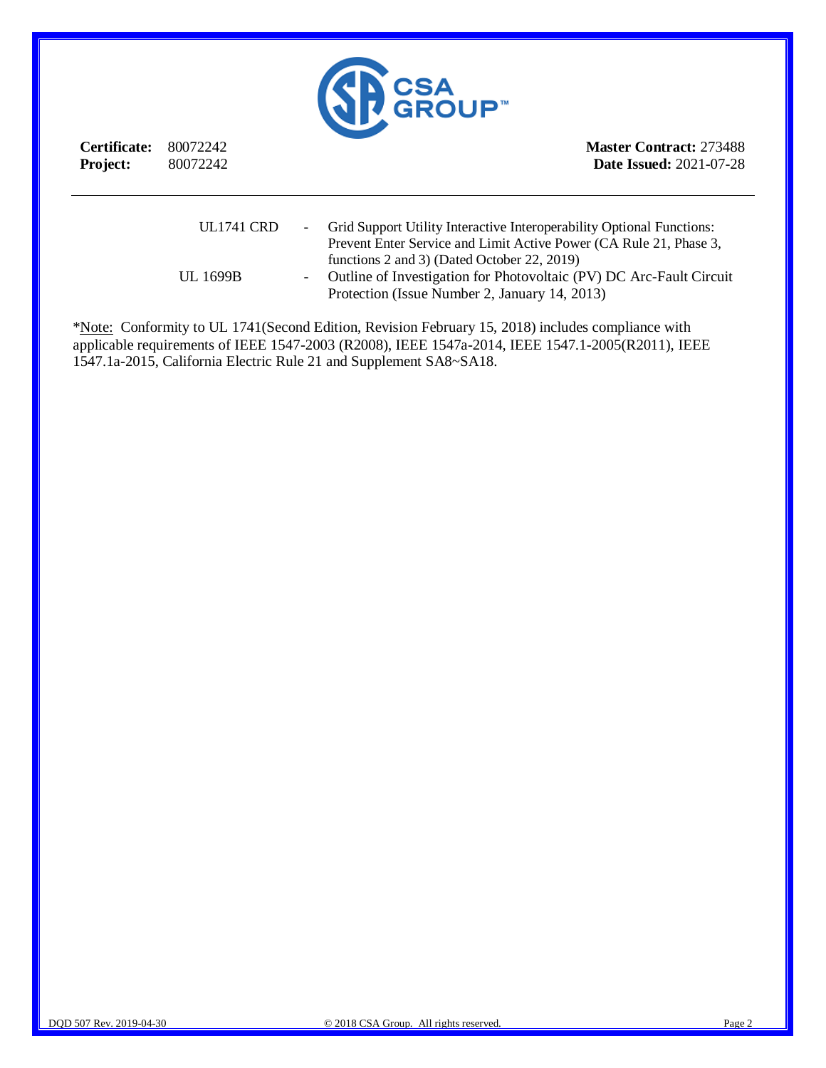**Certificate:** 80072242
**Project:** 80072242

**Master Contract:** 273488
**Date Issued:** 2021-07-28

| | | |
|---|---|---|
| UL1741 CRD | - | Grid Support Utility Interactive Interoperability Optional Functions: Prevent Enter Service and Limit Active Power (CA Rule 21, Phase 3, functions 2 and 3) (Dated October 22, 2019) |
| UL 1699B | - | Outline of Investigation for Photovoltaic (PV) DC Arc-Fault Circuit Protection (Issue Number 2, January 14, 2013) |

*Note: Conformity to UL 1741(Second Edition, Revision February 15, 2018) includes compliance with applicable requirements of IEEE 1547-2003 (R2008), IEEE 1547a-2014, IEEE 1547.1-2005(R2011), IEEE 1547.1a-2015, California Electric Rule 21 and Supplement SA8~SA18.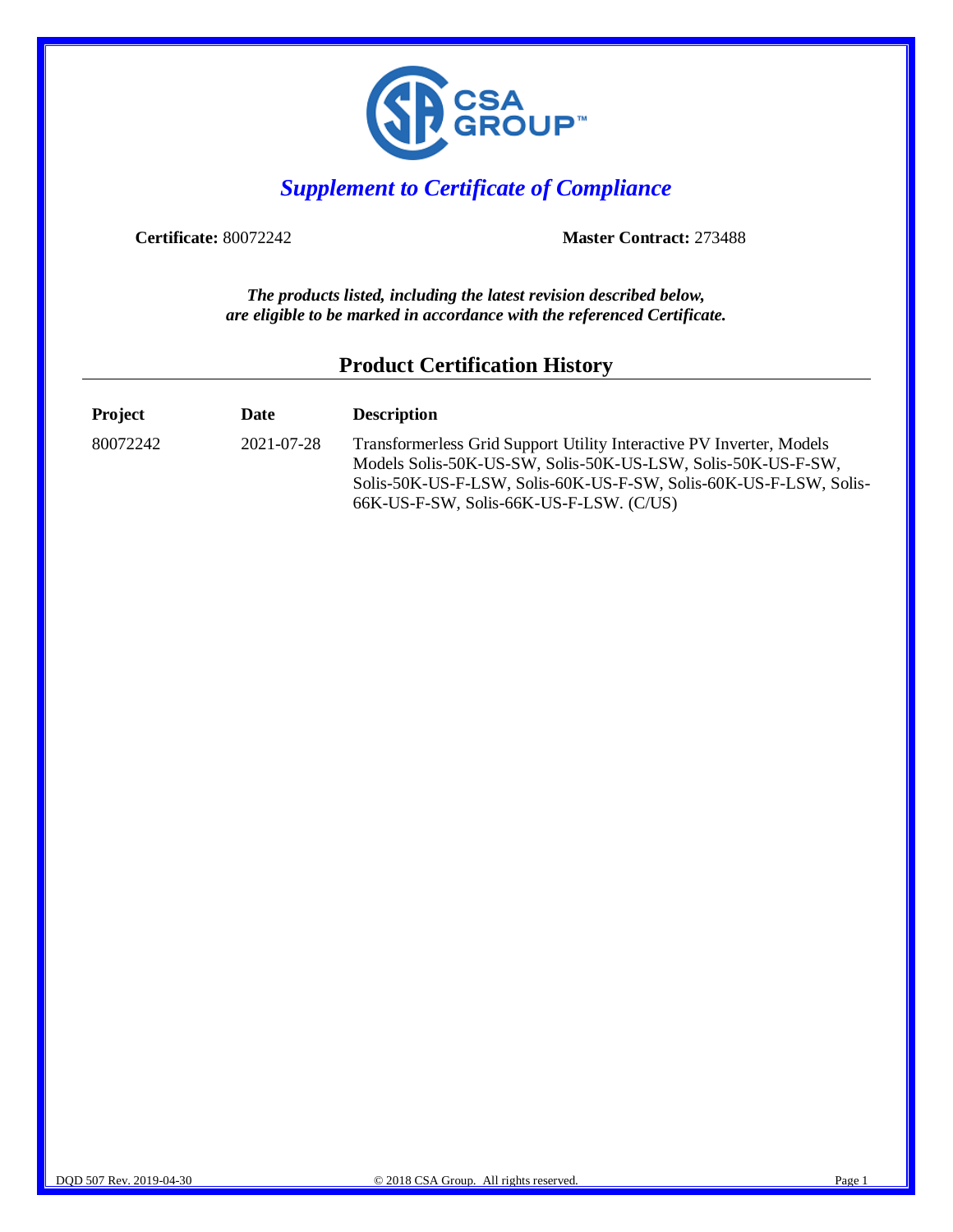# *Supplement to Certificate of Compliance*

**Certificate:** 80072242 **Master Contract:** 273488

***The products listed, including the latest revision described below, are eligible to be marked in accordance with the referenced Certificate.***

## Product Certification History

| Project | Date | Description |
|---|---|---|
| 80072242 | 2021-07-28 | Transformerless Grid Support Utility Interactive PV Inverter, Models Models Solis-50K-US-SW, Solis-50K-US-LSW, Solis-50K-US-F-SW, Solis-50K-US-F-LSW, Solis-60K-US-F-SW, Solis-60K-US-F-LSW, Solis-66K-US-F-SW, Solis-66K-US-F-LSW. (C/US) |

DQD 507 Rev. 2019-04-30 © 2018 CSA Group. All rights reserved.